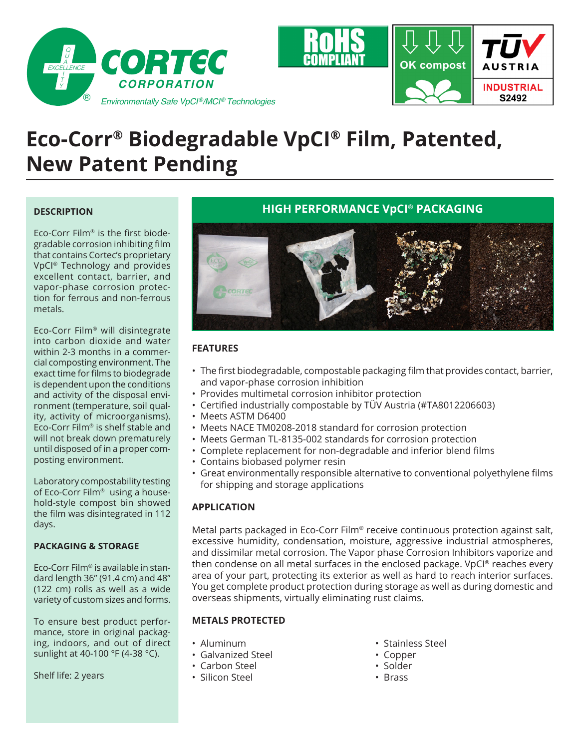CORTEC CORPORATION

*Environmentally Safe VpCI®/MCI® Technologies*

RoHS COMPLIANT

OK compost

TÜV AUSTRIA INDUSTRIAL S2492

# Eco-Corr® Biodegradable VpCI® Film, Patented, New Patent Pending

## DESCRIPTION

Eco-Corr Film® is the first biodegradable corrosion inhibiting film that contains Cortec's proprietary VpCI® Technology and provides excellent contact, barrier, and vapor-phase corrosion protection for ferrous and non-ferrous metals.

Eco-Corr Film® will disintegrate into carbon dioxide and water within 2-3 months in a commercial composting environment. The exact time for films to biodegrade is dependent upon the conditions and activity of the disposal environment (temperature, soil quality, activity of microorganisms). Eco-Corr Film® is shelf stable and will not break down prematurely until disposed of in a proper composting environment.

Laboratory compostability testing of Eco-Corr Film® using a household-style compost bin showed the film was disintegrated in 112 days.

## PACKAGING & STORAGE

Eco-Corr Film® is available in standard length 36" (91.4 cm) and 48" (122 cm) rolls as well as a wide variety of custom sizes and forms.

To ensure best product performance, store in original packaging, indoors, and out of direct sunlight at 40-100 °F (4-38 °C).

Shelf life: 2 years

## HIGH PERFORMANCE VpCI® PACKAGING

## FEATURES

- The first biodegradable, compostable packaging film that provides contact, barrier, and vapor-phase corrosion inhibition
- Provides multimetal corrosion inhibitor protection
- Certified industrially compostable by TÜV Austria (#TA8012206603)
- Meets ASTM D6400
- Meets NACE TM0208-2018 standard for corrosion protection
- Meets German TL-8135-002 standards for corrosion protection
- Complete replacement for non-degradable and inferior blend films
- Contains biobased polymer resin
- Great environmentally responsible alternative to conventional polyethylene films for shipping and storage applications

## APPLICATION

Metal parts packaged in Eco-Corr Film® receive continuous protection against salt, excessive humidity, condensation, moisture, aggressive industrial atmospheres, and dissimilar metal corrosion. The Vapor phase Corrosion Inhibitors vaporize and then condense on all metal surfaces in the enclosed package. VpCI® reaches every area of your part, protecting its exterior as well as hard to reach interior surfaces. You get complete product protection during storage as well as during domestic and overseas shipments, virtually eliminating rust claims.

## METALS PROTECTED

- Aluminum
- Galvanized Steel
- Carbon Steel
- Silicon Steel
- Stainless Steel
- Copper
- Solder
- Brass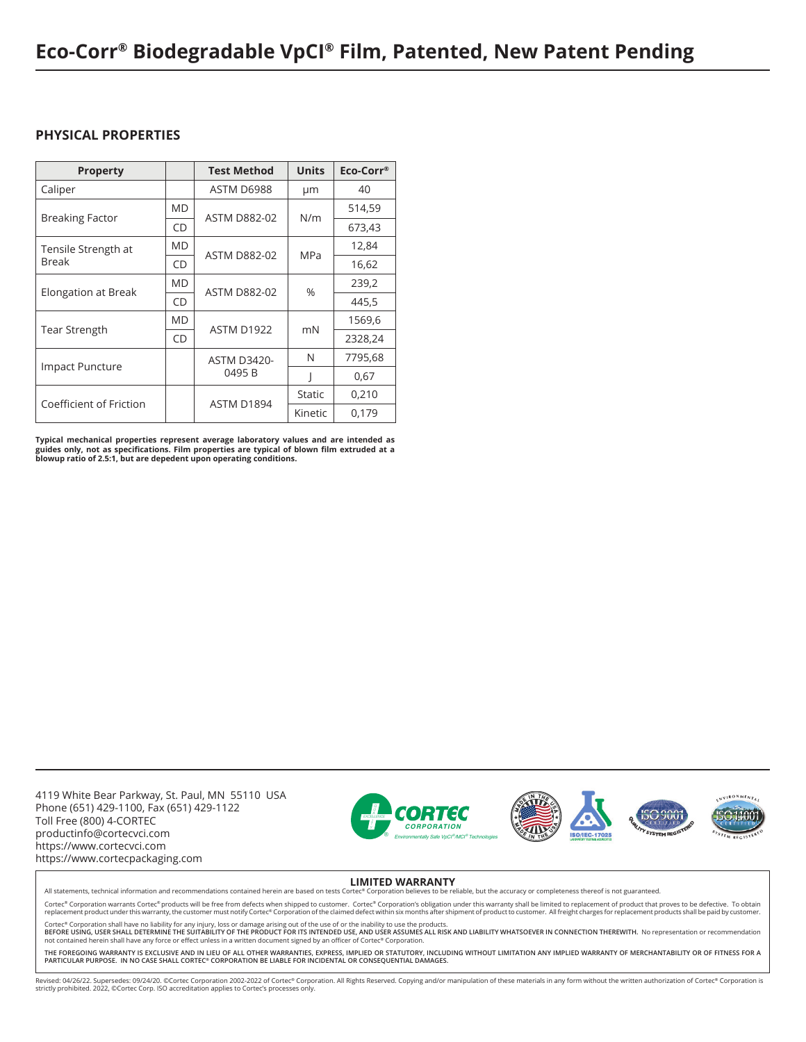# Eco-Corr® Biodegradable VpCI® Film, Patented, New Patent Pending

## PHYSICAL PROPERTIES

| Property | | Test Method | Units | Eco-Corr® |
|---|---|---|---|---|
| Caliper | | ASTM D6988 | μm | 40 |
| Breaking Factor | MD | ASTM D882-02 | N/m | 514,59 |
| | CD | | | 673,43 |
| Tensile Strength at Break | MD | ASTM D882-02 | MPa | 12,84 |
| | CD | | | 16,62 |
| Elongation at Break | MD | ASTM D882-02 | % | 239,2 |
| | CD | | | 445,5 |
| Tear Strength | MD | ASTM D1922 | mN | 1569,6 |
| | CD | | | 2328,24 |
| Impact Puncture | | ASTM D3420-0495 B | N | 7795,68 |
| | | | J | 0,67 |
| Coefficient of Friction | | ASTM D1894 | Static | 0,210 |
| | | | Kinetic | 0,179 |

**Typical mechanical properties represent average laboratory values and are intended as guides only, not as specifications. Film properties are typical of blown film extruded at a blowup ratio of 2.5:1, but are depedent upon operating conditions.**

4119 White Bear Parkway, St. Paul, MN 55110 USA
Phone (651) 429-1100, Fax (651) 429-1122
Toll Free (800) 4-CORTEC
productinfo@cortecvci.com
https://www.cortecvci.com
https://www.cortecpackaging.com

CORTEC CORPORATION
Environmentally Safe VpCI®/MCI® Technologies

MADE IN THE USA

ISO/IEC-17025

ISO 9001 CERTIFIED QUALITY SYSTEM REGISTERED

ENVIRONMENTAL ISO 14001 CERTIFIED SYSTEM REGISTERED

**LIMITED WARRANTY**

All statements, technical information and recommendations contained herein are based on tests Cortec® Corporation believes to be reliable, but the accuracy or completeness thereof is not guaranteed.

Cortec® Corporation warrants Cortec® products will be free from defects when shipped to customer. Cortec® Corporation's obligation under this warranty shall be limited to replacement of product that proves to be defective. To obtain replacement product under this warranty, the customer must notify Cortec® Corporation of the claimed defect within six months after shipment of product to customer. All freight charges for replacement products shall be paid by customer.

Cortec® Corporation shall have no liability for any injury, loss or damage arising out of the use of or the inability to use the products.
**BEFORE USING, USER SHALL DETERMINE THE SUITABILITY OF THE PRODUCT FOR ITS INTENDED USE, AND USER ASSUMES ALL RISK AND LIABILITY WHATSOEVER IN CONNECTION THEREWITH.** No representation or recommendation not contained herein shall have any force or effect unless in a written document signed by an officer of Cortec® Corporation.

**THE FOREGOING WARRANTY IS EXCLUSIVE AND IN LIEU OF ALL OTHER WARRANTIES, EXPRESS, IMPLIED OR STATUTORY, INCLUDING WITHOUT LIMITATION ANY IMPLIED WARRANTY OF MERCHANTABILITY OR OF FITNESS FOR A PARTICULAR PURPOSE. IN NO CASE SHALL CORTEC® CORPORATION BE LIABLE FOR INCIDENTAL OR CONSEQUENTIAL DAMAGES.**

Revised: 04/26/22. Supersedes: 09/24/20. ©Cortec Corporation 2002-2022 of Cortec® Corporation. All Rights Reserved. Copying and/or manipulation of these materials in any form without the written authorization of Cortec® Corporation is strictly prohibited. 2022, ©Cortec Corp. ISO accreditation applies to Cortec's processes only.